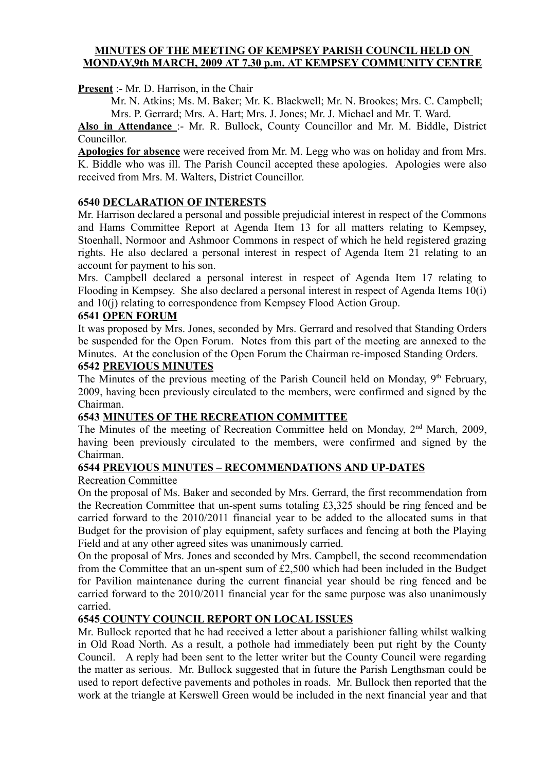**MINUTES OF THE MEETING OF KEMPSEY PARISH COUNCIL HELD ON MONDAY,9th MARCH, 2009 AT 7.30 p.m. AT KEMPSEY COMMUNITY CENTRE**

**Present** :- Mr. D. Harrison, in the Chair

Mr. N. Atkins; Ms. M. Baker; Mr. K. Blackwell; Mr. N. Brookes; Mrs. C. Campbell; Mrs. P. Gerrard; Mrs. A. Hart; Mrs. J. Jones; Mr. J. Michael and Mr. T. Ward.

**Also in Attendance** :- Mr. R. Bullock, County Councillor and Mr. M. Biddle, District Councillor.

**Apologies for absence** were received from Mr. M. Legg who was on holiday and from Mrs. K. Biddle who was ill. The Parish Council accepted these apologies. Apologies were also received from Mrs. M. Walters, District Councillor.

**6540 DECLARATION OF INTERESTS**

Mr. Harrison declared a personal and possible prejudicial interest in respect of the Commons and Hams Committee Report at Agenda Item 13 for all matters relating to Kempsey, Stoenhall, Normoor and Ashmoor Commons in respect of which he held registered grazing rights. He also declared a personal interest in respect of Agenda Item 21 relating to an account for payment to his son.

Mrs. Campbell declared a personal interest in respect of Agenda Item 17 relating to Flooding in Kempsey. She also declared a personal interest in respect of Agenda Items 10(i) and 10(j) relating to correspondence from Kempsey Flood Action Group.

**6541 OPEN FORUM**

It was proposed by Mrs. Jones, seconded by Mrs. Gerrard and resolved that Standing Orders be suspended for the Open Forum. Notes from this part of the meeting are annexed to the Minutes. At the conclusion of the Open Forum the Chairman re-imposed Standing Orders.

**6542 PREVIOUS MINUTES**

The Minutes of the previous meeting of the Parish Council held on Monday, 9th February, 2009, having been previously circulated to the members, were confirmed and signed by the Chairman.

**6543 MINUTES OF THE RECREATION COMMITTEE**

The Minutes of the meeting of Recreation Committee held on Monday, 2nd March, 2009, having been previously circulated to the members, were confirmed and signed by the Chairman.

**6544 PREVIOUS MINUTES – RECOMMENDATIONS AND UP-DATES**

Recreation Committee

On the proposal of Ms. Baker and seconded by Mrs. Gerrard, the first recommendation from the Recreation Committee that un-spent sums totaling £3,325 should be ring fenced and be carried forward to the 2010/2011 financial year to be added to the allocated sums in that Budget for the provision of play equipment, safety surfaces and fencing at both the Playing Field and at any other agreed sites was unanimously carried.

On the proposal of Mrs. Jones and seconded by Mrs. Campbell, the second recommendation from the Committee that an un-spent sum of £2,500 which had been included in the Budget for Pavilion maintenance during the current financial year should be ring fenced and be carried forward to the 2010/2011 financial year for the same purpose was also unanimously carried.

**6545 COUNTY COUNCIL REPORT ON LOCAL ISSUES**

Mr. Bullock reported that he had received a letter about a parishioner falling whilst walking in Old Road North. As a result, a pothole had immediately been put right by the County Council. A reply had been sent to the letter writer but the County Council were regarding the matter as serious. Mr. Bullock suggested that in future the Parish Lengthsman could be used to report defective pavements and potholes in roads. Mr. Bullock then reported that the work at the triangle at Kerswell Green would be included in the next financial year and that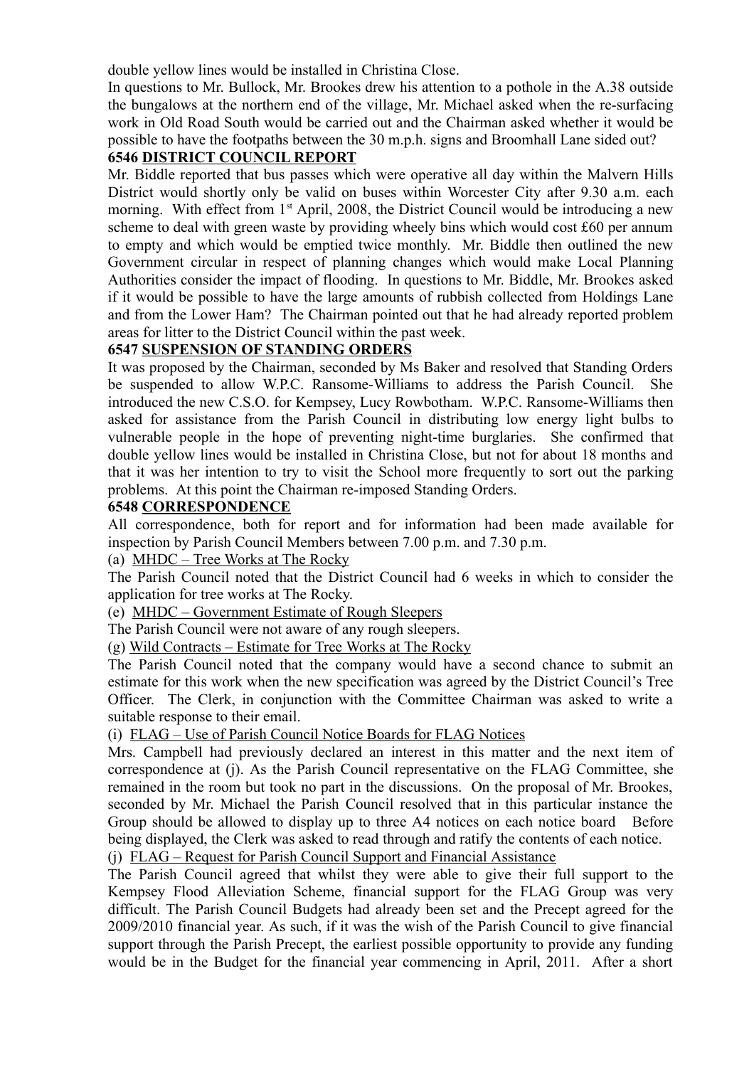double yellow lines would be installed in Christina Close.

In questions to Mr. Bullock, Mr. Brookes drew his attention to a pothole in the A.38 outside the bungalows at the northern end of the village, Mr. Michael asked when the re-surfacing work in Old Road South would be carried out and the Chairman asked whether it would be possible to have the footpaths between the 30 m.p.h. signs and Broomhall Lane sided out?

**6546 DISTRICT COUNCIL REPORT**

Mr. Biddle reported that bus passes which were operative all day within the Malvern Hills District would shortly only be valid on buses within Worcester City after 9.30 a.m. each morning. With effect from 1st April, 2008, the District Council would be introducing a new scheme to deal with green waste by providing wheely bins which would cost £60 per annum to empty and which would be emptied twice monthly. Mr. Biddle then outlined the new Government circular in respect of planning changes which would make Local Planning Authorities consider the impact of flooding. In questions to Mr. Biddle, Mr. Brookes asked if it would be possible to have the large amounts of rubbish collected from Holdings Lane and from the Lower Ham? The Chairman pointed out that he had already reported problem areas for litter to the District Council within the past week.

**6547 SUSPENSION OF STANDING ORDERS**

It was proposed by the Chairman, seconded by Ms Baker and resolved that Standing Orders be suspended to allow W.P.C. Ransome-Williams to address the Parish Council. She introduced the new C.S.O. for Kempsey, Lucy Rowbotham. W.P.C. Ransome-Williams then asked for assistance from the Parish Council in distributing low energy light bulbs to vulnerable people in the hope of preventing night-time burglaries. She confirmed that double yellow lines would be installed in Christina Close, but not for about 18 months and that it was her intention to try to visit the School more frequently to sort out the parking problems. At this point the Chairman re-imposed Standing Orders.

**6548 CORRESPONDENCE**

All correspondence, both for report and for information had been made available for inspection by Parish Council Members between 7.00 p.m. and 7.30 p.m.

(a) MHDC – Tree Works at The Rocky

The Parish Council noted that the District Council had 6 weeks in which to consider the application for tree works at The Rocky.

(e) MHDC – Government Estimate of Rough Sleepers

The Parish Council were not aware of any rough sleepers.

(g) Wild Contracts – Estimate for Tree Works at The Rocky

The Parish Council noted that the company would have a second chance to submit an estimate for this work when the new specification was agreed by the District Council's Tree Officer. The Clerk, in conjunction with the Committee Chairman was asked to write a suitable response to their email.

(i) FLAG – Use of Parish Council Notice Boards for FLAG Notices

Mrs. Campbell had previously declared an interest in this matter and the next item of correspondence at (j). As the Parish Council representative on the FLAG Committee, she remained in the room but took no part in the discussions. On the proposal of Mr. Brookes, seconded by Mr. Michael the Parish Council resolved that in this particular instance the Group should be allowed to display up to three A4 notices on each notice board Before being displayed, the Clerk was asked to read through and ratify the contents of each notice.

(j) FLAG – Request for Parish Council Support and Financial Assistance

The Parish Council agreed that whilst they were able to give their full support to the Kempsey Flood Alleviation Scheme, financial support for the FLAG Group was very difficult. The Parish Council Budgets had already been set and the Precept agreed for the 2009/2010 financial year. As such, if it was the wish of the Parish Council to give financial support through the Parish Precept, the earliest possible opportunity to provide any funding would be in the Budget for the financial year commencing in April, 2011. After a short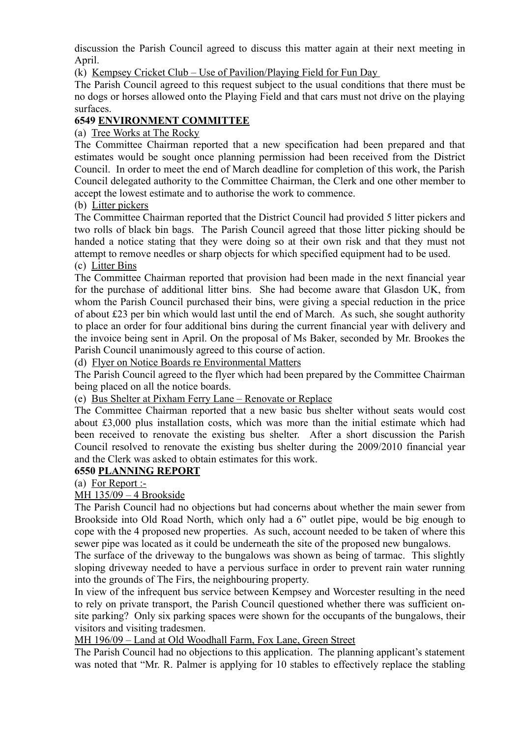discussion the Parish Council agreed to discuss this matter again at their next meeting in April.

(k) Kempsey Cricket Club – Use of Pavilion/Playing Field for Fun Day

The Parish Council agreed to this request subject to the usual conditions that there must be no dogs or horses allowed onto the Playing Field and that cars must not drive on the playing surfaces.

**6549 ENVIRONMENT COMMITTEE**

(a) Tree Works at The Rocky

The Committee Chairman reported that a new specification had been prepared and that estimates would be sought once planning permission had been received from the District Council. In order to meet the end of March deadline for completion of this work, the Parish Council delegated authority to the Committee Chairman, the Clerk and one other member to accept the lowest estimate and to authorise the work to commence.

(b) Litter pickers

The Committee Chairman reported that the District Council had provided 5 litter pickers and two rolls of black bin bags. The Parish Council agreed that those litter picking should be handed a notice stating that they were doing so at their own risk and that they must not attempt to remove needles or sharp objects for which specified equipment had to be used.

(c) Litter Bins

The Committee Chairman reported that provision had been made in the next financial year for the purchase of additional litter bins. She had become aware that Glasdon UK, from whom the Parish Council purchased their bins, were giving a special reduction in the price of about £23 per bin which would last until the end of March. As such, she sought authority to place an order for four additional bins during the current financial year with delivery and the invoice being sent in April. On the proposal of Ms Baker, seconded by Mr. Brookes the Parish Council unanimously agreed to this course of action.

(d) Flyer on Notice Boards re Environmental Matters

The Parish Council agreed to the flyer which had been prepared by the Committee Chairman being placed on all the notice boards.

(e) Bus Shelter at Pixham Ferry Lane – Renovate or Replace

The Committee Chairman reported that a new basic bus shelter without seats would cost about £3,000 plus installation costs, which was more than the initial estimate which had been received to renovate the existing bus shelter. After a short discussion the Parish Council resolved to renovate the existing bus shelter during the 2009/2010 financial year and the Clerk was asked to obtain estimates for this work.

**6550 PLANNING REPORT**

(a) For Report :-

MH 135/09 – 4 Brookside

The Parish Council had no objections but had concerns about whether the main sewer from Brookside into Old Road North, which only had a 6" outlet pipe, would be big enough to cope with the 4 proposed new properties. As such, account needed to be taken of where this sewer pipe was located as it could be underneath the site of the proposed new bungalows.

The surface of the driveway to the bungalows was shown as being of tarmac. This slightly sloping driveway needed to have a pervious surface in order to prevent rain water running into the grounds of The Firs, the neighbouring property.

In view of the infrequent bus service between Kempsey and Worcester resulting in the need to rely on private transport, the Parish Council questioned whether there was sufficient on-site parking? Only six parking spaces were shown for the occupants of the bungalows, their visitors and visiting tradesmen.

MH 196/09 – Land at Old Woodhall Farm, Fox Lane, Green Street

The Parish Council had no objections to this application. The planning applicant's statement was noted that "Mr. R. Palmer is applying for 10 stables to effectively replace the stabling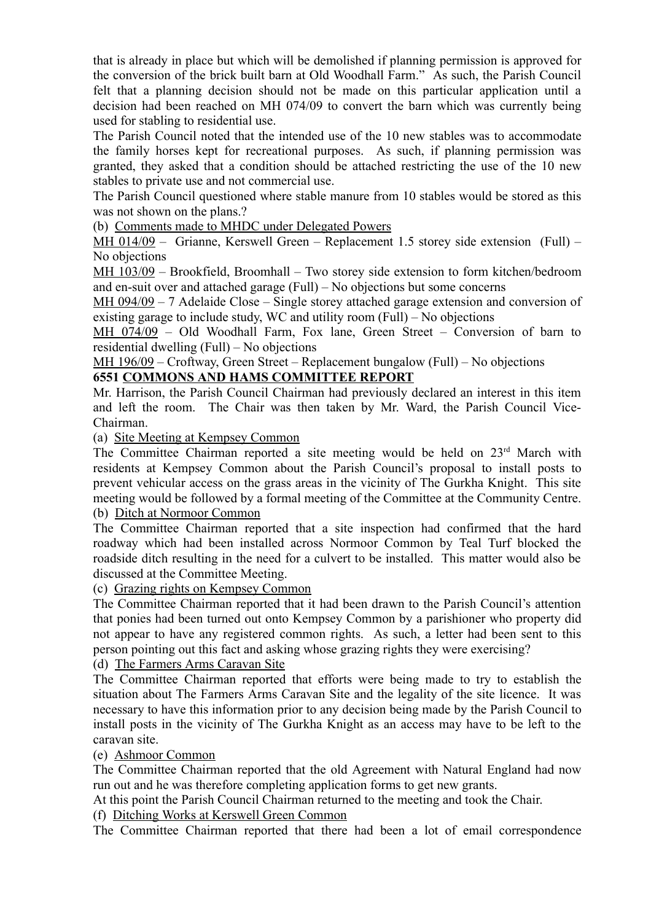that is already in place but which will be demolished if planning permission is approved for the conversion of the brick built barn at Old Woodhall Farm." As such, the Parish Council felt that a planning decision should not be made on this particular application until a decision had been reached on MH 074/09 to convert the barn which was currently being used for stabling to residential use.

The Parish Council noted that the intended use of the 10 new stables was to accommodate the family horses kept for recreational purposes. As such, if planning permission was granted, they asked that a condition should be attached restricting the use of the 10 new stables to private use and not commercial use.

The Parish Council questioned where stable manure from 10 stables would be stored as this was not shown on the plans.?

(b) Comments made to MHDC under Delegated Powers

MH 014/09 – Grianne, Kerswell Green – Replacement 1.5 storey side extension (Full) – No objections

MH 103/09 – Brookfield, Broomhall – Two storey side extension to form kitchen/bedroom and en-suit over and attached garage (Full) – No objections but some concerns

MH 094/09 – 7 Adelaide Close – Single storey attached garage extension and conversion of existing garage to include study, WC and utility room (Full) – No objections

MH 074/09 – Old Woodhall Farm, Fox lane, Green Street – Conversion of barn to residential dwelling (Full) – No objections

MH 196/09 – Croftway, Green Street – Replacement bungalow (Full) – No objections

**6551 COMMONS AND HAMS COMMITTEE REPORT**

Mr. Harrison, the Parish Council Chairman had previously declared an interest in this item and left the room. The Chair was then taken by Mr. Ward, the Parish Council Vice-Chairman.

(a) Site Meeting at Kempsey Common

The Committee Chairman reported a site meeting would be held on 23rd March with residents at Kempsey Common about the Parish Council's proposal to install posts to prevent vehicular access on the grass areas in the vicinity of The Gurkha Knight. This site meeting would be followed by a formal meeting of the Committee at the Community Centre.

(b) Ditch at Normoor Common

The Committee Chairman reported that a site inspection had confirmed that the hard roadway which had been installed across Normoor Common by Teal Turf blocked the roadside ditch resulting in the need for a culvert to be installed. This matter would also be discussed at the Committee Meeting.

(c) Grazing rights on Kempsey Common

The Committee Chairman reported that it had been drawn to the Parish Council's attention that ponies had been turned out onto Kempsey Common by a parishioner who property did not appear to have any registered common rights. As such, a letter had been sent to this person pointing out this fact and asking whose grazing rights they were exercising?

(d) The Farmers Arms Caravan Site

The Committee Chairman reported that efforts were being made to try to establish the situation about The Farmers Arms Caravan Site and the legality of the site licence. It was necessary to have this information prior to any decision being made by the Parish Council to install posts in the vicinity of The Gurkha Knight as an access may have to be left to the caravan site.

(e) Ashmoor Common

The Committee Chairman reported that the old Agreement with Natural England had now run out and he was therefore completing application forms to get new grants.

At this point the Parish Council Chairman returned to the meeting and took the Chair.

(f) Ditching Works at Kerswell Green Common

The Committee Chairman reported that there had been a lot of email correspondence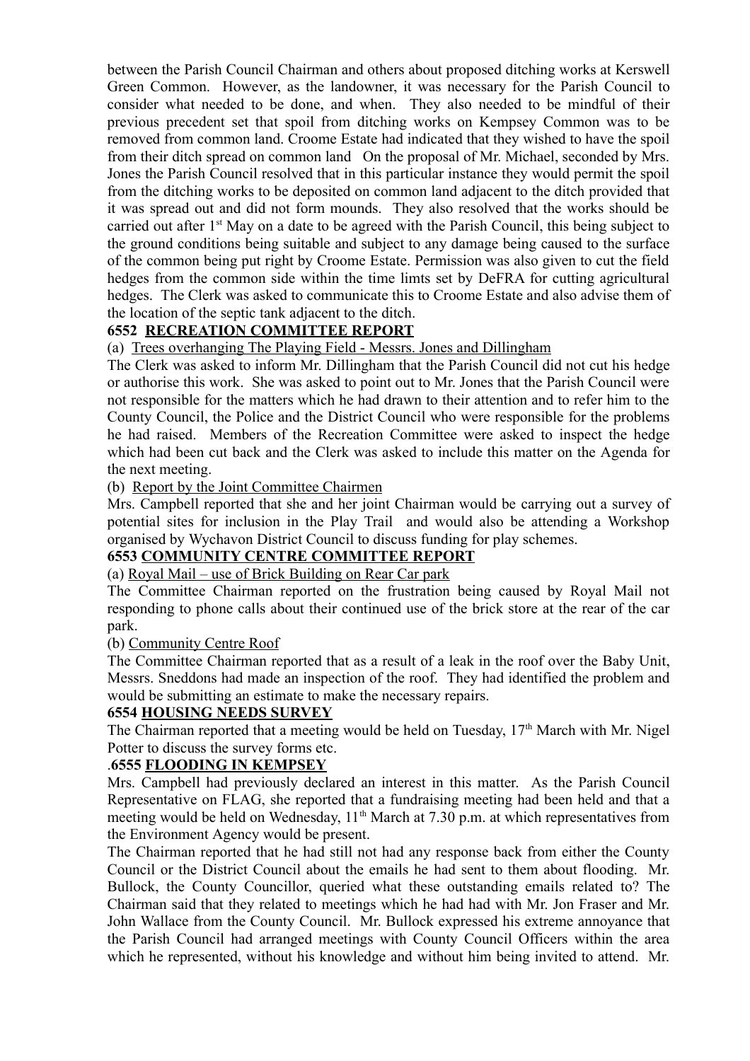between the Parish Council Chairman and others about proposed ditching works at Kerswell Green Common. However, as the landowner, it was necessary for the Parish Council to consider what needed to be done, and when. They also needed to be mindful of their previous precedent set that spoil from ditching works on Kempsey Common was to be removed from common land. Croome Estate had indicated that they wished to have the spoil from their ditch spread on common land On the proposal of Mr. Michael, seconded by Mrs. Jones the Parish Council resolved that in this particular instance they would permit the spoil from the ditching works to be deposited on common land adjacent to the ditch provided that it was spread out and did not form mounds. They also resolved that the works should be carried out after 1st May on a date to be agreed with the Parish Council, this being subject to the ground conditions being suitable and subject to any damage being caused to the surface of the common being put right by Croome Estate. Permission was also given to cut the field hedges from the common side within the time limts set by DeFRA for cutting agricultural hedges. The Clerk was asked to communicate this to Croome Estate and also advise them of the location of the septic tank adjacent to the ditch.

**6552 RECREATION COMMITTEE REPORT**

(a) Trees overhanging The Playing Field - Messrs. Jones and Dillingham

The Clerk was asked to inform Mr. Dillingham that the Parish Council did not cut his hedge or authorise this work. She was asked to point out to Mr. Jones that the Parish Council were not responsible for the matters which he had drawn to their attention and to refer him to the County Council, the Police and the District Council who were responsible for the problems he had raised. Members of the Recreation Committee were asked to inspect the hedge which had been cut back and the Clerk was asked to include this matter on the Agenda for the next meeting.

(b) Report by the Joint Committee Chairmen

Mrs. Campbell reported that she and her joint Chairman would be carrying out a survey of potential sites for inclusion in the Play Trail and would also be attending a Workshop organised by Wychavon District Council to discuss funding for play schemes.

**6553 COMMUNITY CENTRE COMMITTEE REPORT**

(a) Royal Mail – use of Brick Building on Rear Car park

The Committee Chairman reported on the frustration being caused by Royal Mail not responding to phone calls about their continued use of the brick store at the rear of the car park.

(b) Community Centre Roof

The Committee Chairman reported that as a result of a leak in the roof over the Baby Unit, Messrs. Sneddons had made an inspection of the roof. They had identified the problem and would be submitting an estimate to make the necessary repairs.

**6554 HOUSING NEEDS SURVEY**

The Chairman reported that a meeting would be held on Tuesday, 17th March with Mr. Nigel Potter to discuss the survey forms etc.

.**6555 FLOODING IN KEMPSEY**

Mrs. Campbell had previously declared an interest in this matter. As the Parish Council Representative on FLAG, she reported that a fundraising meeting had been held and that a meeting would be held on Wednesday, 11th March at 7.30 p.m. at which representatives from the Environment Agency would be present.

The Chairman reported that he had still not had any response back from either the County Council or the District Council about the emails he had sent to them about flooding. Mr. Bullock, the County Councillor, queried what these outstanding emails related to? The Chairman said that they related to meetings which he had had with Mr. Jon Fraser and Mr. John Wallace from the County Council. Mr. Bullock expressed his extreme annoyance that the Parish Council had arranged meetings with County Council Officers within the area which he represented, without his knowledge and without him being invited to attend. Mr.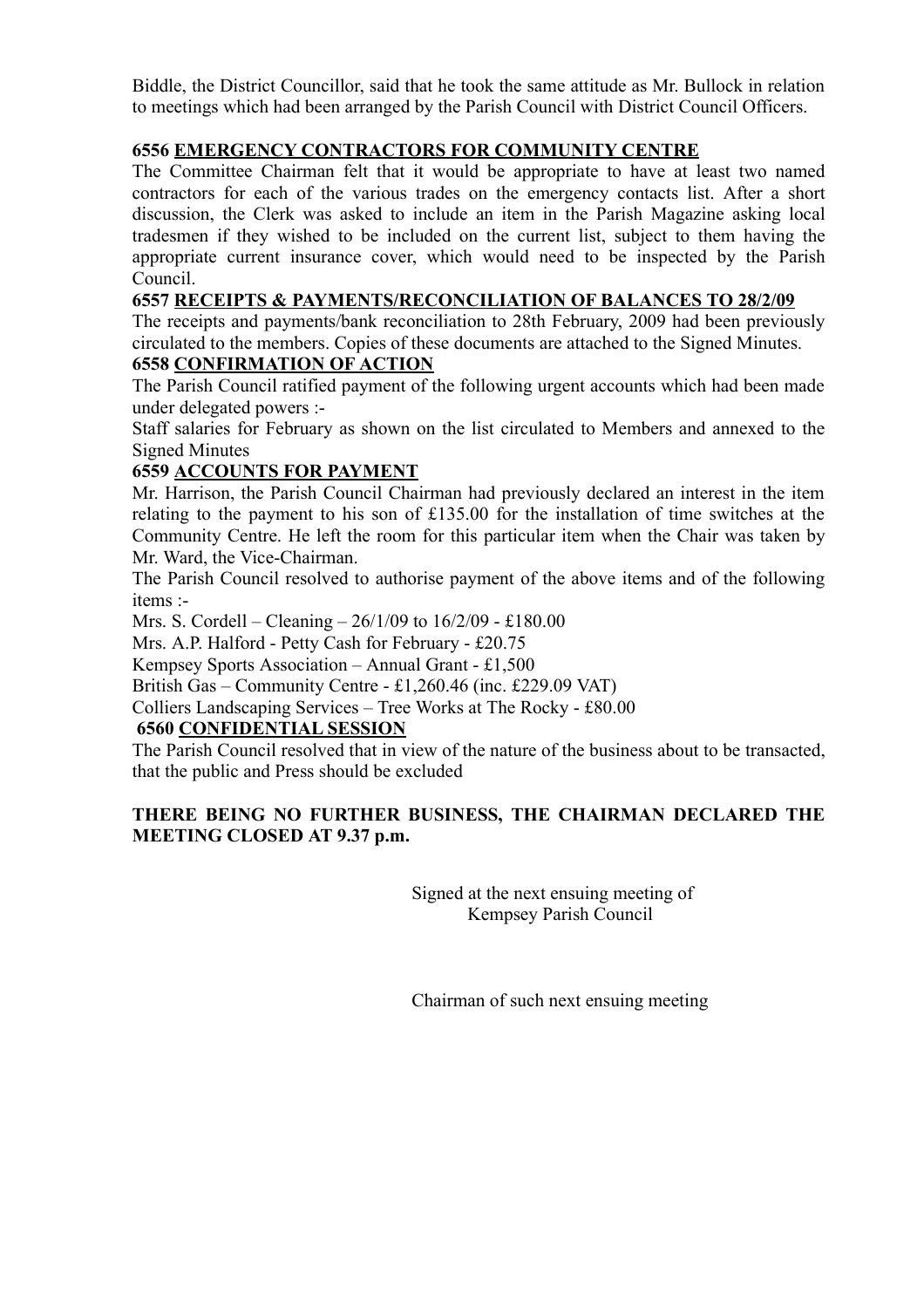Biddle, the District Councillor, said that he took the same attitude as Mr. Bullock in relation to meetings which had been arranged by the Parish Council with District Council Officers.

**6556 EMERGENCY CONTRACTORS FOR COMMUNITY CENTRE**

The Committee Chairman felt that it would be appropriate to have at least two named contractors for each of the various trades on the emergency contacts list. After a short discussion, the Clerk was asked to include an item in the Parish Magazine asking local tradesmen if they wished to be included on the current list, subject to them having the appropriate current insurance cover, which would need to be inspected by the Parish Council.

**6557 RECEIPTS & PAYMENTS/RECONCILIATION OF BALANCES TO 28/2/09**

The receipts and payments/bank reconciliation to 28th February, 2009 had been previously circulated to the members. Copies of these documents are attached to the Signed Minutes.

**6558 CONFIRMATION OF ACTION**

The Parish Council ratified payment of the following urgent accounts which had been made under delegated powers :-

Staff salaries for February as shown on the list circulated to Members and annexed to the Signed Minutes

**6559 ACCOUNTS FOR PAYMENT**

Mr. Harrison, the Parish Council Chairman had previously declared an interest in the item relating to the payment to his son of £135.00 for the installation of time switches at the Community Centre. He left the room for this particular item when the Chair was taken by Mr. Ward, the Vice-Chairman.

The Parish Council resolved to authorise payment of the above items and of the following items :-

Mrs. S. Cordell – Cleaning – 26/1/09 to 16/2/09 - £180.00

Mrs. A.P. Halford - Petty Cash for February - £20.75

Kempsey Sports Association – Annual Grant - £1,500

British Gas – Community Centre - £1,260.46 (inc. £229.09 VAT)

Colliers Landscaping Services – Tree Works at The Rocky - £80.00

**6560 CONFIDENTIAL SESSION**

The Parish Council resolved that in view of the nature of the business about to be transacted, that the public and Press should be excluded

**THERE BEING NO FURTHER BUSINESS, THE CHAIRMAN DECLARED THE MEETING CLOSED AT 9.37 p.m.**

Signed at the next ensuing meeting of
Kempsey Parish Council

Chairman of such next ensuing meeting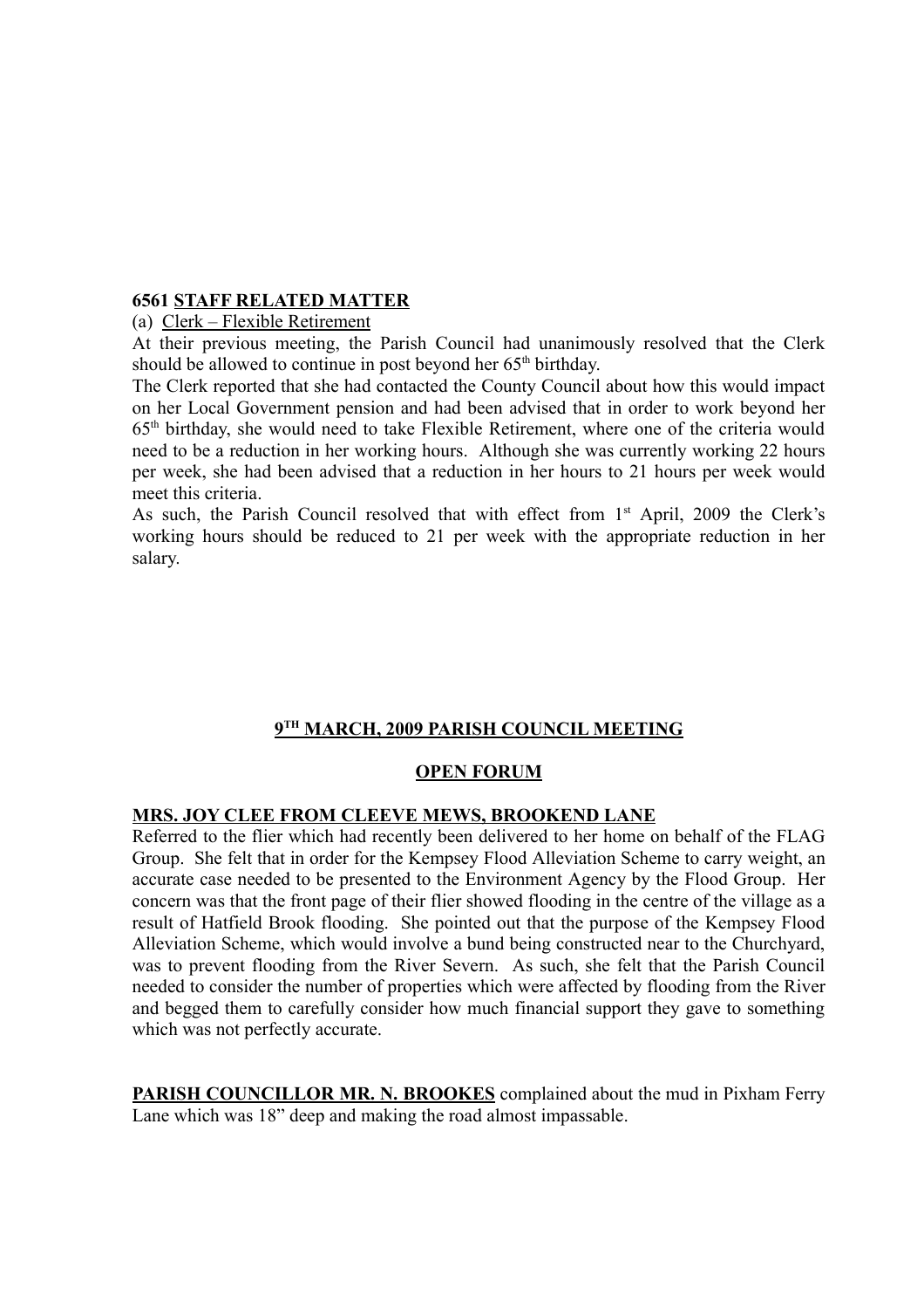**6561 STAFF RELATED MATTER**

(a) Clerk – Flexible Retirement

At their previous meeting, the Parish Council had unanimously resolved that the Clerk should be allowed to continue in post beyond her 65th birthday.

The Clerk reported that she had contacted the County Council about how this would impact on her Local Government pension and had been advised that in order to work beyond her 65th birthday, she would need to take Flexible Retirement, where one of the criteria would need to be a reduction in her working hours. Although she was currently working 22 hours per week, she had been advised that a reduction in her hours to 21 hours per week would meet this criteria.

As such, the Parish Council resolved that with effect from 1st April, 2009 the Clerk's working hours should be reduced to 21 per week with the appropriate reduction in her salary.

**9TH MARCH, 2009 PARISH COUNCIL MEETING**

**OPEN FORUM**

**MRS. JOY CLEE FROM CLEEVE MEWS, BROOKEND LANE**

Referred to the flier which had recently been delivered to her home on behalf of the FLAG Group. She felt that in order for the Kempsey Flood Alleviation Scheme to carry weight, an accurate case needed to be presented to the Environment Agency by the Flood Group. Her concern was that the front page of their flier showed flooding in the centre of the village as a result of Hatfield Brook flooding. She pointed out that the purpose of the Kempsey Flood Alleviation Scheme, which would involve a bund being constructed near to the Churchyard, was to prevent flooding from the River Severn. As such, she felt that the Parish Council needed to consider the number of properties which were affected by flooding from the River and begged them to carefully consider how much financial support they gave to something which was not perfectly accurate.

**PARISH COUNCILLOR MR. N. BROOKES** complained about the mud in Pixham Ferry Lane which was 18" deep and making the road almost impassable.